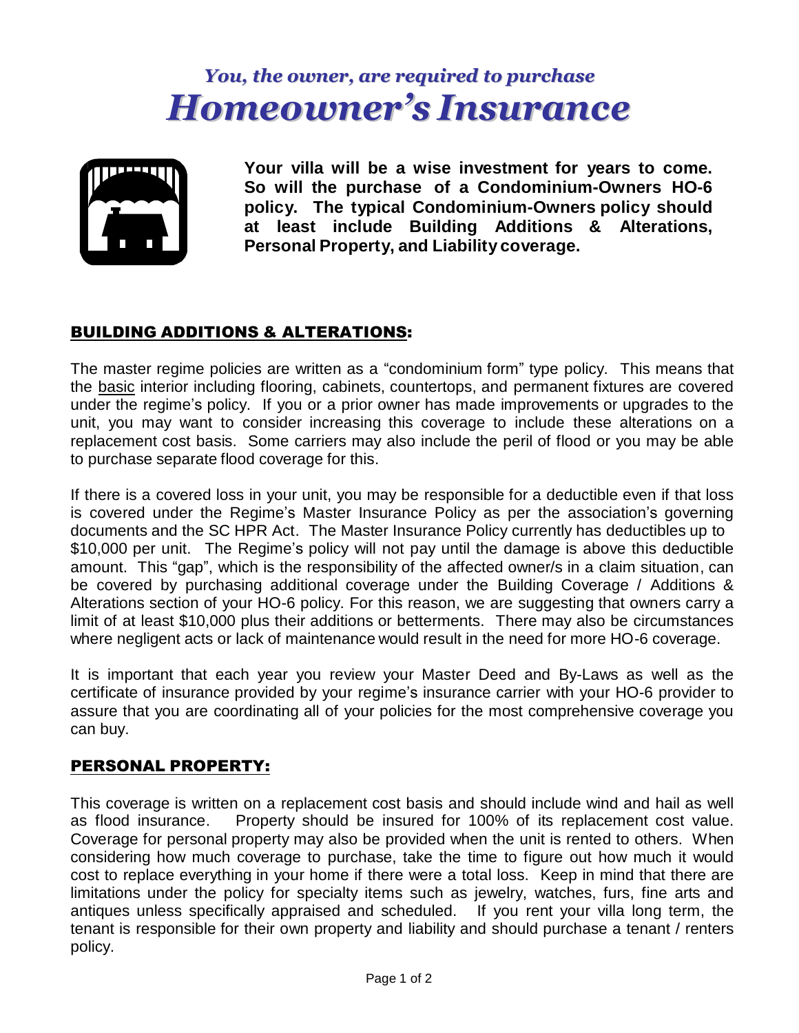# *You, the owner, are required to purchase*
# *Homeowner's Insurance*

**Your villa will be a wise investment for years to come. So will the purchase of a Condominium-Owners HO-6 policy. The typical Condominium-Owners policy should at least include Building Additions & Alterations, Personal Property, and Liability coverage.**

## BUILDING ADDITIONS & ALTERATIONS:

The master regime policies are written as a "condominium form" type policy. This means that the basic interior including flooring, cabinets, countertops, and permanent fixtures are covered under the regime's policy. If you or a prior owner has made improvements or upgrades to the unit, you may want to consider increasing this coverage to include these alterations on a replacement cost basis. Some carriers may also include the peril of flood or you may be able to purchase separate flood coverage for this.

If there is a covered loss in your unit, you may be responsible for a deductible even if that loss is covered under the Regime's Master Insurance Policy as per the association's governing documents and the SC HPR Act. The Master Insurance Policy currently has deductibles up to $10,000 per unit. The Regime's policy will not pay until the damage is above this deductible amount. This "gap", which is the responsibility of the affected owner/s in a claim situation, can be covered by purchasing additional coverage under the Building Coverage / Additions & Alterations section of your HO-6 policy. For this reason, we are suggesting that owners carry a limit of at least $10,000 plus their additions or betterments. There may also be circumstances where negligent acts or lack of maintenance would result in the need for more HO-6 coverage.

It is important that each year you review your Master Deed and By-Laws as well as the certificate of insurance provided by your regime's insurance carrier with your HO-6 provider to assure that you are coordinating all of your policies for the most comprehensive coverage you can buy.

## PERSONAL PROPERTY:

This coverage is written on a replacement cost basis and should include wind and hail as well as flood insurance. Property should be insured for 100% of its replacement cost value. Coverage for personal property may also be provided when the unit is rented to others. When considering how much coverage to purchase, take the time to figure out how much it would cost to replace everything in your home if there were a total loss. Keep in mind that there are limitations under the policy for specialty items such as jewelry, watches, furs, fine arts and antiques unless specifically appraised and scheduled. If you rent your villa long term, the tenant is responsible for their own property and liability and should purchase a tenant / renters policy.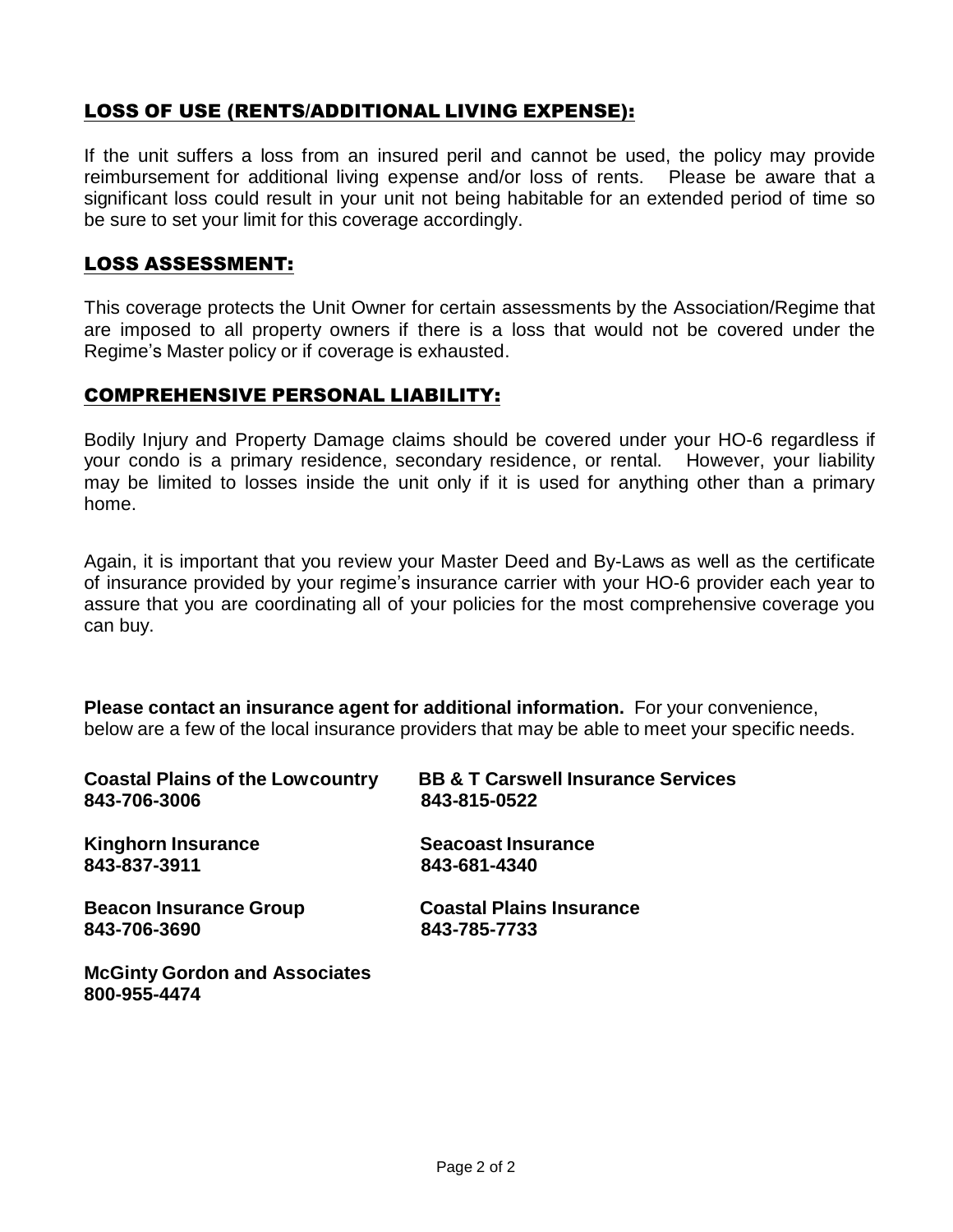## LOSS OF USE (RENTS/ADDITIONAL LIVING EXPENSE):

If the unit suffers a loss from an insured peril and cannot be used, the policy may provide reimbursement for additional living expense and/or loss of rents. Please be aware that a significant loss could result in your unit not being habitable for an extended period of time so be sure to set your limit for this coverage accordingly.

## LOSS ASSESSMENT:

This coverage protects the Unit Owner for certain assessments by the Association/Regime that are imposed to all property owners if there is a loss that would not be covered under the Regime's Master policy or if coverage is exhausted.

## COMPREHENSIVE PERSONAL LIABILITY:

Bodily Injury and Property Damage claims should be covered under your HO-6 regardless if your condo is a primary residence, secondary residence, or rental. However, your liability may be limited to losses inside the unit only if it is used for anything other than a primary home.

Again, it is important that you review your Master Deed and By-Laws as well as the certificate of insurance provided by your regime's insurance carrier with your HO-6 provider each year to assure that you are coordinating all of your policies for the most comprehensive coverage you can buy.

**Please contact an insurance agent for additional information.** For your convenience, below are a few of the local insurance providers that may be able to meet your specific needs.

**Coastal Plains of the Lowcountry**
**843-706-3006**

**BB & T Carswell Insurance Services**
**843-815-0522**

**Kinghorn Insurance**
**843-837-3911**

**Seacoast Insurance**
**843-681-4340**

**Beacon Insurance Group**
**843-706-3690**

**Coastal Plains Insurance**
**843-785-7733**

**McGinty Gordon and Associates**
**800-955-4474**